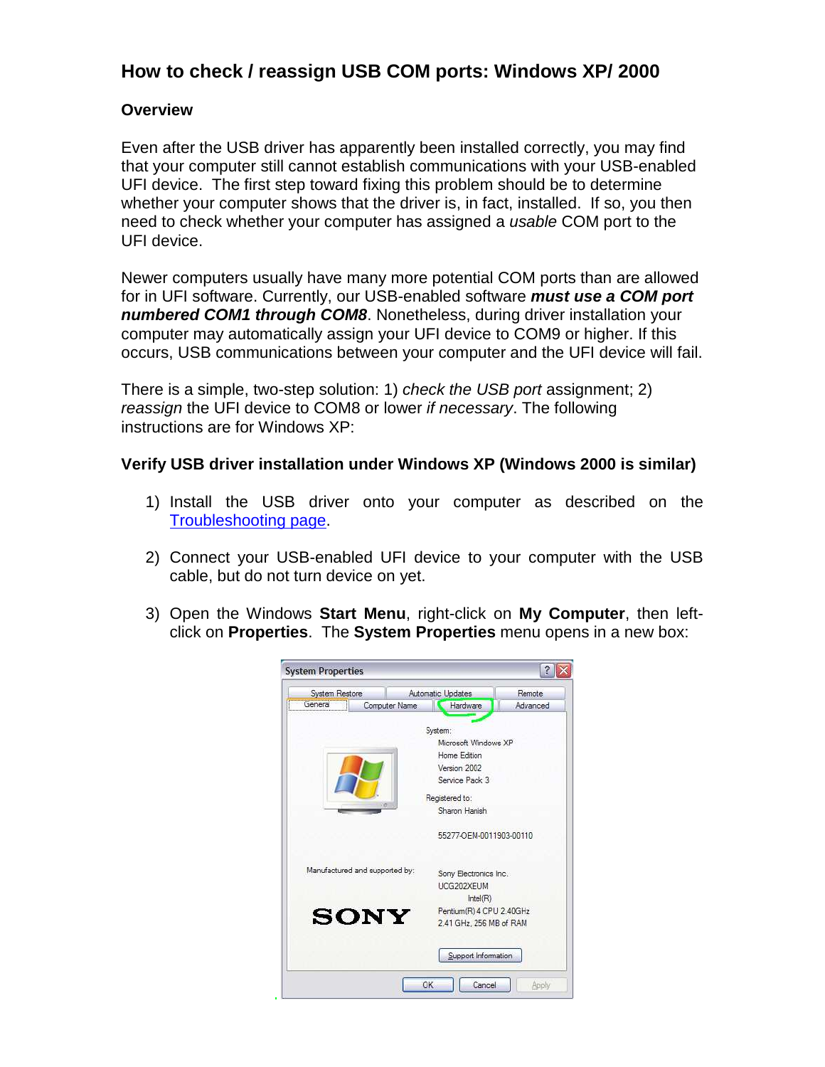## How to check / reassign USB COM ports: Windows XP/ 2000

### Overview

Even after the USB driver has apparently been installed correctly, you may find that your computer still cannot establish communications with your USB-enabled UFI device. The first step toward fixing this problem should be to determine whether your computer shows that the driver is, in fact, installed. If so, you then need to check whether your computer has assigned a *usable* COM port to the UFI device.

Newer computers usually have many more potential COM ports than are allowed for in UFI software. Currently, our USB-enabled software ***must use a COM port numbered COM1 through COM8***. Nonetheless, during driver installation your computer may automatically assign your UFI device to COM9 or higher. If this occurs, USB communications between your computer and the UFI device will fail.

There is a simple, two-step solution: 1) *check the USB port* assignment; 2) *reassign* the UFI device to COM8 or lower *if necessary*. The following instructions are for Windows XP:

### Verify USB driver installation under Windows XP (Windows 2000 is similar)

1) Install the USB driver onto your computer as described on the Troubleshooting page.

2) Connect your USB-enabled UFI device to your computer with the USB cable, but do not turn device on yet.

3) Open the Windows **Start Menu**, right-click on **My Computer**, then left-click on **Properties**. The **System Properties** menu opens in a new box: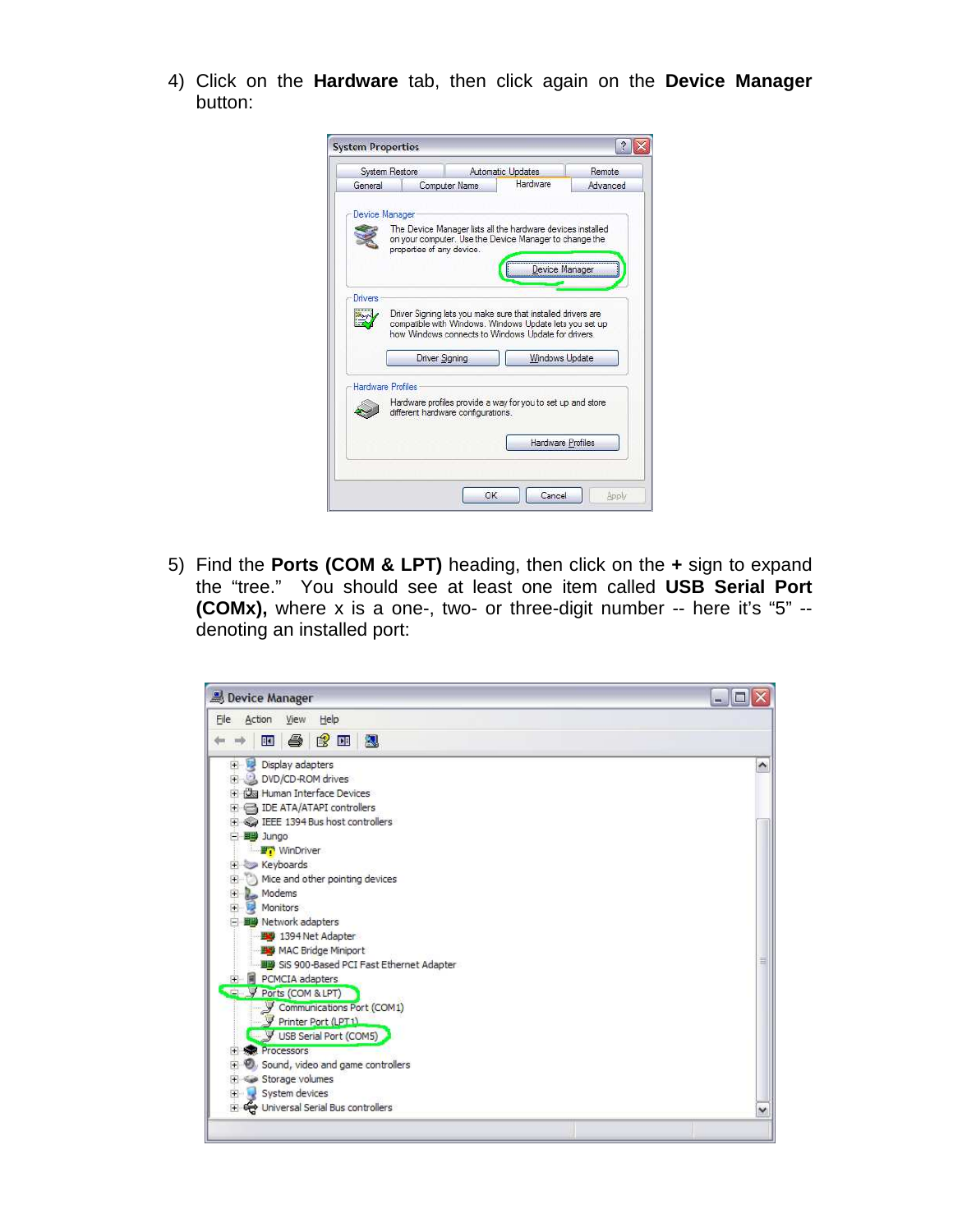4) Click on the **Hardware** tab, then click again on the **Device Manager** button:

5) Find the **Ports (COM & LPT)** heading, then click on the **+** sign to expand the "tree." You should see at least one item called **USB Serial Port (COMx),** where x is a one-, two- or three-digit number -- here it's "5" -- denoting an installed port: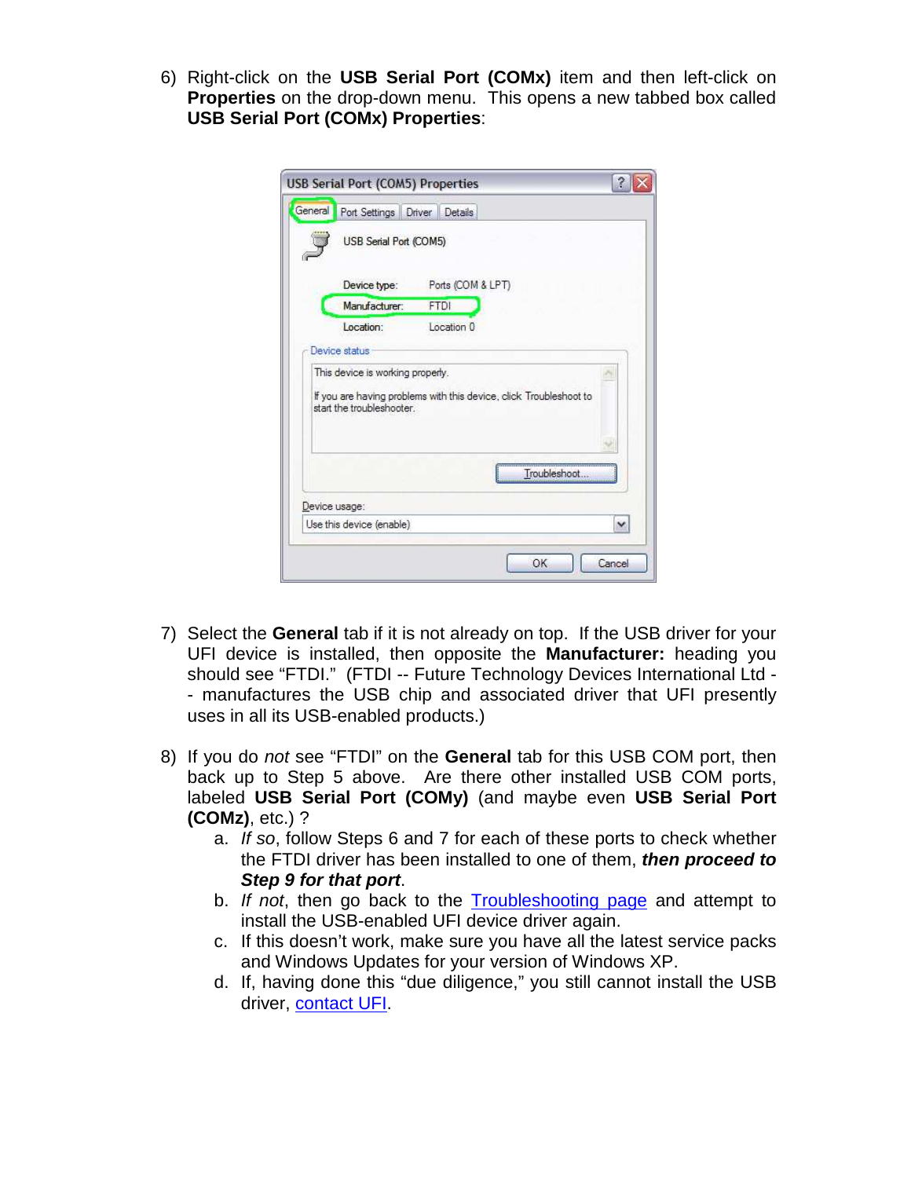6) Right-click on the **USB Serial Port (COMx)** item and then left-click on **Properties** on the drop-down menu. This opens a new tabbed box called **USB Serial Port (COMx) Properties**:

7) Select the **General** tab if it is not already on top. If the USB driver for your UFI device is installed, then opposite the **Manufacturer:** heading you should see "FTDI." (FTDI -- Future Technology Devices International Ltd -- manufactures the USB chip and associated driver that UFI presently uses in all its USB-enabled products.)

8) If you do *not* see "FTDI" on the **General** tab for this USB COM port, then back up to Step 5 above. Are there other installed USB COM ports, labeled **USB Serial Port (COMy)** (and maybe even **USB Serial Port (COMz)**, etc.) ?
   a. *If so*, follow Steps 6 and 7 for each of these ports to check whether the FTDI driver has been installed to one of them, ***then proceed to Step 9 for that port***.
   b. *If not*, then go back to the Troubleshooting page and attempt to install the USB-enabled UFI device driver again.
   c. If this doesn't work, make sure you have all the latest service packs and Windows Updates for your version of Windows XP.
   d. If, having done this "due diligence," you still cannot install the USB driver, contact UFI.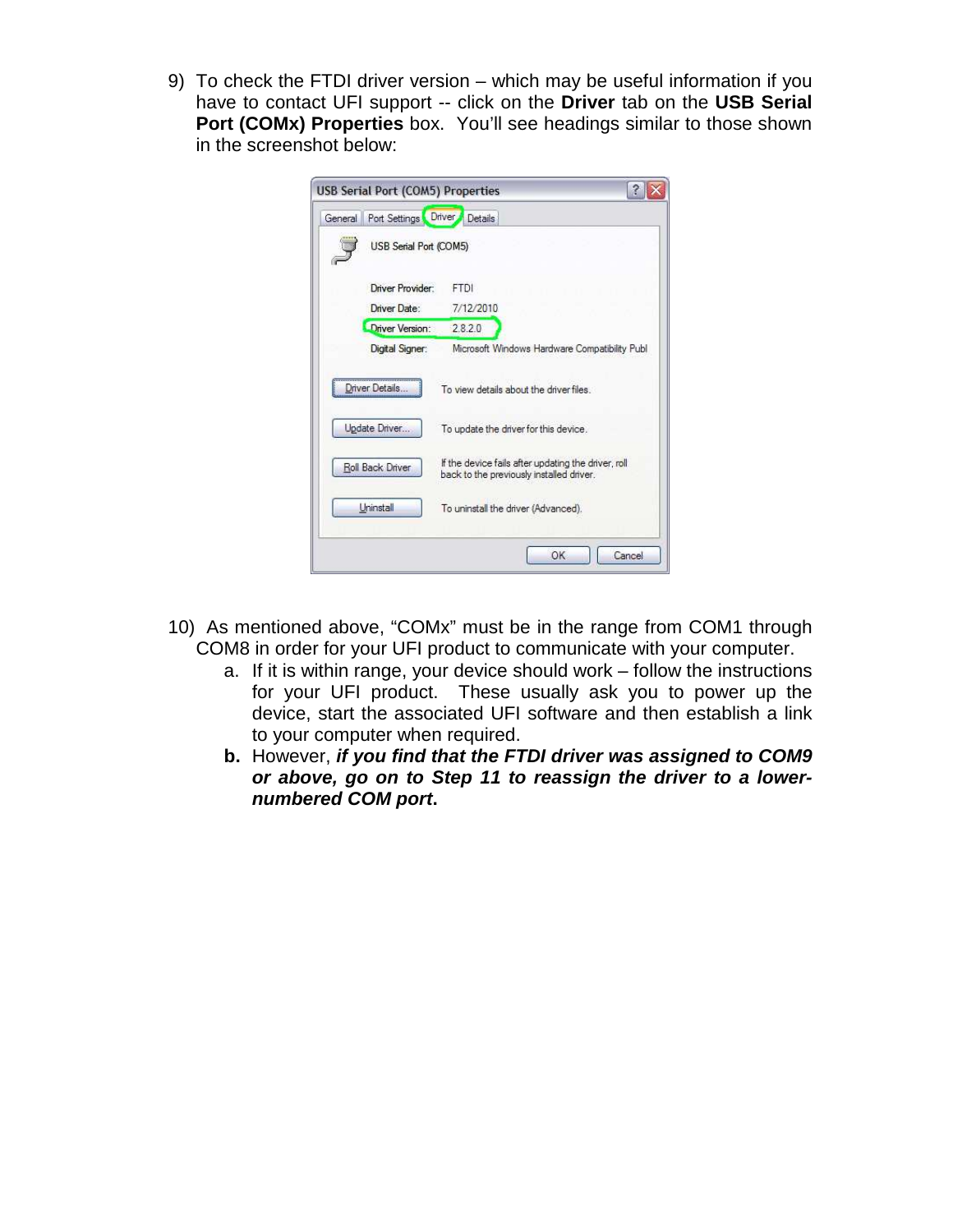9) To check the FTDI driver version – which may be useful information if you have to contact UFI support -- click on the **Driver** tab on the **USB Serial Port (COMx) Properties** box. You'll see headings similar to those shown in the screenshot below:

10) As mentioned above, "COMx" must be in the range from COM1 through COM8 in order for your UFI product to communicate with your computer.

   a. If it is within range, your device should work – follow the instructions for your UFI product. These usually ask you to power up the device, start the associated UFI software and then establish a link to your computer when required.

   **b.** However, ***if you find that the FTDI driver was assigned to COM9 or above, go on to Step 11 to reassign the driver to a lower-numbered COM port*.**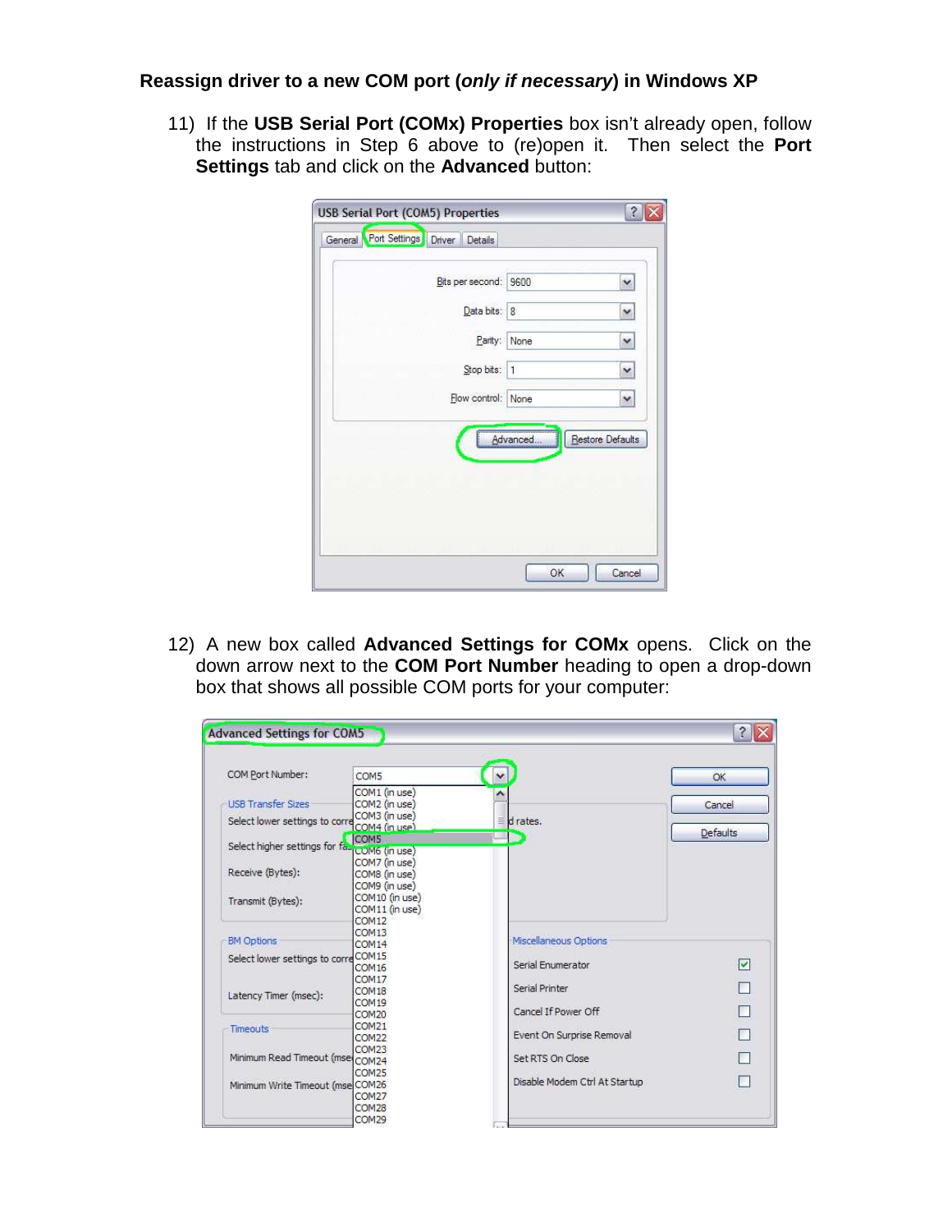**Reassign driver to a new COM port (*only if necessary*) in Windows XP**

11) If the **USB Serial Port (COMx) Properties** box isn't already open, follow the instructions in Step 6 above to (re)open it. Then select the **Port Settings** tab and click on the **Advanced** button:

12) A new box called **Advanced Settings for COMx** opens. Click on the down arrow next to the **COM Port Number** heading to open a drop-down box that shows all possible COM ports for your computer: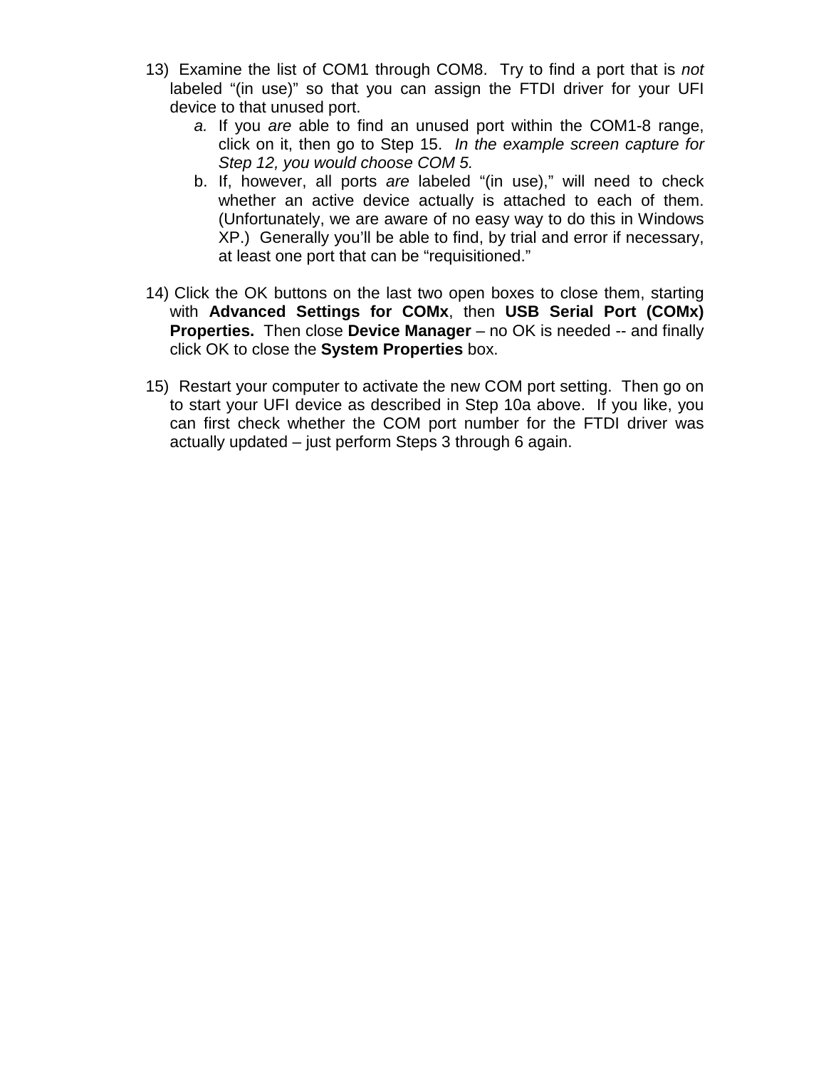13) Examine the list of COM1 through COM8. Try to find a port that is *not* labeled “(in use)” so that you can assign the FTDI driver for your UFI device to that unused port.

   a. If you *are* able to find an unused port within the COM1-8 range, click on it, then go to Step 15. *In the example screen capture for Step 12, you would choose COM 5.*

   b. If, however, all ports *are* labeled “(in use),” will need to check whether an active device actually is attached to each of them. (Unfortunately, we are aware of no easy way to do this in Windows XP.) Generally you’ll be able to find, by trial and error if necessary, at least one port that can be “requisitioned.”

14) Click the OK buttons on the last two open boxes to close them, starting with **Advanced Settings for COMx**, then **USB Serial Port (COMx) Properties.** Then close **Device Manager** – no OK is needed -- and finally click OK to close the **System Properties** box.

15) Restart your computer to activate the new COM port setting. Then go on to start your UFI device as described in Step 10a above. If you like, you can first check whether the COM port number for the FTDI driver was actually updated – just perform Steps 3 through 6 again.